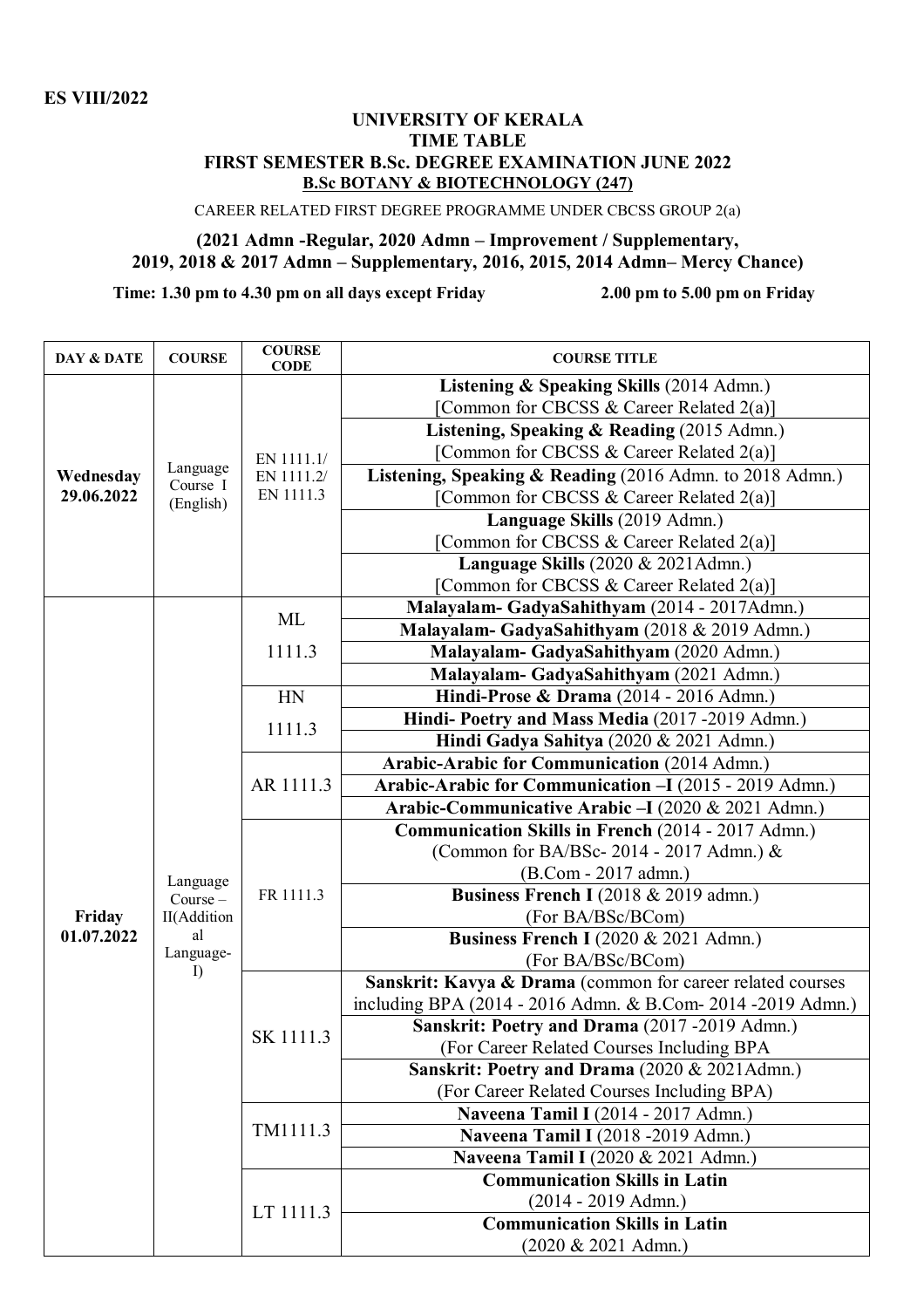**ES VIII/2022**

**UNIVERSITY OF KERALA**
**TIME TABLE**
**FIRST SEMESTER B.Sc. DEGREE EXAMINATION JUNE 2022**
**B.Sc BOTANY & BIOTECHNOLOGY (247)**

CAREER RELATED FIRST DEGREE PROGRAMME UNDER CBCSS GROUP 2(a)

**(2021 Admn -Regular, 2020 Admn – Improvement / Supplementary, 2019, 2018 & 2017 Admn – Supplementary, 2016, 2015, 2014 Admn– Mercy Chance)**

**Time: 1.30 pm to 4.30 pm on all days except Friday** **2.00 pm to 5.00 pm on Friday**

| DAY & DATE | COURSE | COURSE CODE | COURSE TITLE |
|---|---|---|---|
| **Wednesday 29.06.2022** | Language Course I (English) | EN 1111.1/ EN 1111.2/ EN 1111.3 | **Listening & Speaking Skills** (2014 Admn.) [Common for CBCSS & Career Related 2(a)] |
| | | | **Listening, Speaking & Reading** (2015 Admn.) [Common for CBCSS & Career Related 2(a)] |
| | | | **Listening, Speaking & Reading** (2016 Admn. to 2018 Admn.) [Common for CBCSS & Career Related 2(a)] |
| | | | **Language Skills** (2019 Admn.) [Common for CBCSS & Career Related 2(a)] |
| | | | **Language Skills** (2020 & 2021Admn.) [Common for CBCSS & Career Related 2(a)] |
| **Friday 01.07.2022** | Language Course – II(Additional Language-I) | ML 1111.3 | **Malayalam- GadyaSahithyam** (2014 - 2017Admn.) |
| | | | **Malayalam- GadyaSahithyam** (2018 & 2019 Admn.) |
| | | | **Malayalam- GadyaSahithyam** (2020 Admn.) |
| | | | **Malayalam- GadyaSahithyam** (2021 Admn.) |
| | | HN 1111.3 | **Hindi-Prose & Drama** (2014 - 2016 Admn.) |
| | | | **Hindi- Poetry and Mass Media** (2017 -2019 Admn.) |
| | | | **Hindi Gadya Sahitya** (2020 & 2021 Admn.) |
| | | AR 1111.3 | **Arabic-Arabic for Communication** (2014 Admn.) |
| | | | **Arabic-Arabic for Communication –I** (2015 - 2019 Admn.) |
| | | | **Arabic-Communicative Arabic –I** (2020 & 2021 Admn.) |
| | | FR 1111.3 | **Communication Skills in French** (2014 - 2017 Admn.) (Common for BA/BSc- 2014 - 2017 Admn.) & (B.Com - 2017 admn.) |
| | | | **Business French I** (2018 & 2019 admn.) (For BA/BSc/BCom) |
| | | | **Business French I** (2020 & 2021 Admn.) (For BA/BSc/BCom) |
| | | SK 1111.3 | **Sanskrit: Kavya & Drama** (common for career related courses including BPA (2014 - 2016 Admn. & B.Com- 2014 -2019 Admn.) |
| | | | **Sanskrit: Poetry and Drama** (2017 -2019 Admn.) (For Career Related Courses Including BPA |
| | | | **Sanskrit: Poetry and Drama** (2020 & 2021Admn.) (For Career Related Courses Including BPA) |
| | | TM1111.3 | **Naveena Tamil I** (2014 - 2017 Admn.) |
| | | | **Naveena Tamil I** (2018 -2019 Admn.) |
| | | | **Naveena Tamil I** (2020 & 2021 Admn.) |
| | | LT 1111.3 | **Communication Skills in Latin** (2014 - 2019 Admn.) |
| | | | **Communication Skills in Latin** (2020 & 2021 Admn.) |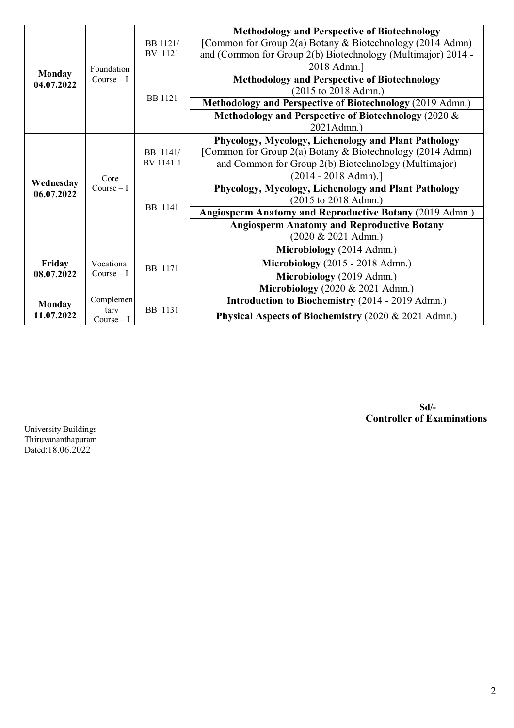| | | | |
|---|---|---|---|
| **Monday 04.07.2022** | Foundation Course – I | BB 1121/ BV 1121 | **Methodology and Perspective of Biotechnology** [Common for Group 2(a) Botany & Biotechnology (2014 Admn) and (Common for Group 2(b) Biotechnology (Multimajor) 2014 - 2018 Admn.] |
| | | BB 1121 | **Methodology and Perspective of Biotechnology** (2015 to 2018 Admn.) |
| | | | **Methodology and Perspective of Biotechnology** (2019 Admn.) |
| | | | **Methodology and Perspective of Biotechnology** (2020 & 2021Admn.) |
| **Wednesday 06.07.2022** | Core Course – I | BB 1141/ BV 1141.1 | **Phycology, Mycology, Lichenology and Plant Pathology** [Common for Group 2(a) Botany & Biotechnology (2014 Admn) and Common for Group 2(b) Biotechnology (Multimajor) (2014 - 2018 Admn).] |
| | | BB 1141 | **Phycology, Mycology, Lichenology and Plant Pathology** (2015 to 2018 Admn.) |
| | | | **Angiosperm Anatomy and Reproductive Botany** (2019 Admn.) |
| | | | **Angiosperm Anatomy and Reproductive Botany** (2020 & 2021 Admn.) |
| **Friday 08.07.2022** | Vocational Course – I | BB 1171 | **Microbiology** (2014 Admn.) |
| | | | **Microbiology** (2015 - 2018 Admn.) |
| | | | **Microbiology** (2019 Admn.) |
| | | | **Microbiology** (2020 & 2021 Admn.) |
| **Monday 11.07.2022** | Complementary Course – I | BB 1131 | **Introduction to Biochemistry** (2014 - 2019 Admn.) |
| | | | **Physical Aspects of Biochemistry** (2020 & 2021 Admn.) |

**Sd/-**
**Controller of Examinations**

University Buildings
Thiruvananthapuram
Dated:18.06.2022